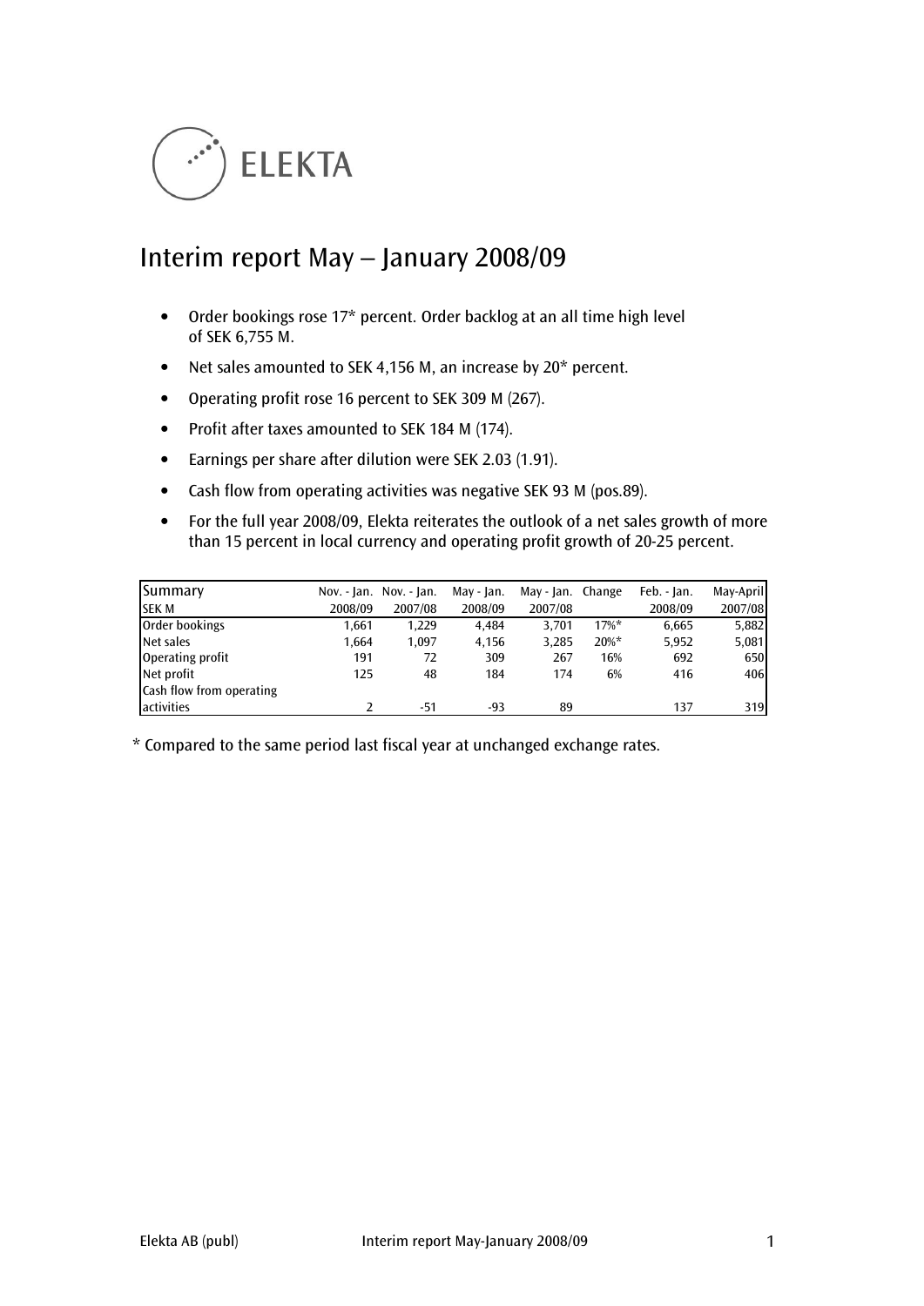ELEKTA

# Interim report May – January 2008/09

- Order bookings rose 17* percent. Order backlog at an all time high level of SEK 6,755 M.
- Net sales amounted to SEK 4,156 M, an increase by 20* percent.
- Operating profit rose 16 percent to SEK 309 M (267).
- Profit after taxes amounted to SEK 184 M (174).
- Earnings per share after dilution were SEK 2.03 (1.91).
- Cash flow from operating activities was negative SEK 93 M (pos.89).
- For the full year 2008/09, Elekta reiterates the outlook of a net sales growth of more than 15 percent in local currency and operating profit growth of 20-25 percent.

| Summary<br>SEK M | Nov. - Jan.<br>2008/09 | Nov. - Jan.<br>2007/08 | May - Jan.<br>2008/09 | May - Jan.<br>2007/08 | Change | Feb. - Jan.<br>2008/09 | May-April<br>2007/08 |
|---|---|---|---|---|---|---|---|
| Order bookings | 1,661 | 1,229 | 4,484 | 3,701 | 17%* | 6,665 | 5,882 |
| Net sales | 1,664 | 1,097 | 4,156 | 3,285 | 20%* | 5,952 | 5,081 |
| Operating profit | 191 | 72 | 309 | 267 | 16% | 692 | 650 |
| Net profit | 125 | 48 | 184 | 174 | 6% | 416 | 406 |
| Cash flow from operating activities | 2 | -51 | -93 | 89 | | 137 | 319 |

* Compared to the same period last fiscal year at unchanged exchange rates.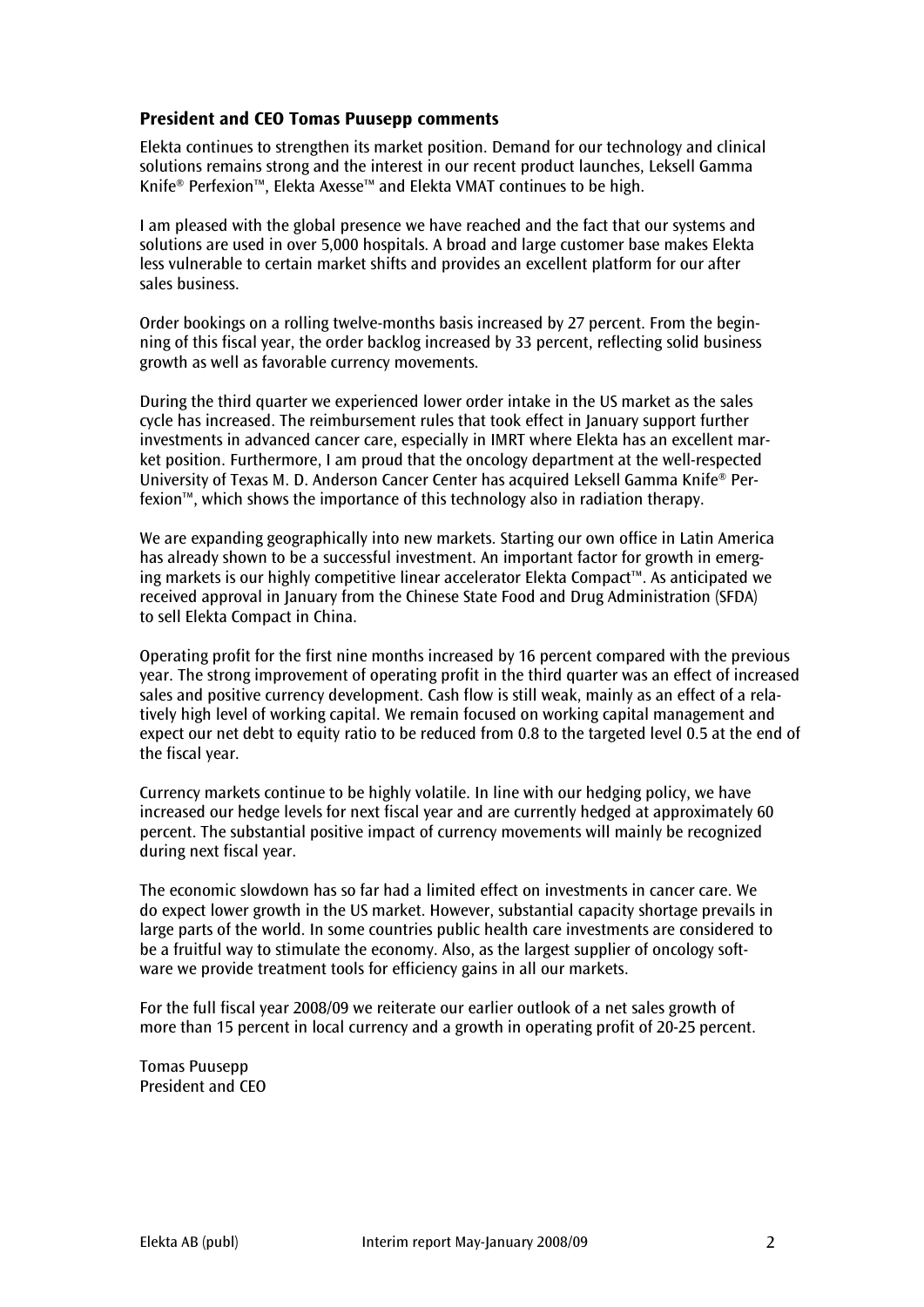### President and CEO Tomas Puusepp comments

Elekta continues to strengthen its market position. Demand for our technology and clinical solutions remains strong and the interest in our recent product launches, Leksell Gamma Knife® Perfexion™, Elekta Axesse™ and Elekta VMAT continues to be high.

I am pleased with the global presence we have reached and the fact that our systems and solutions are used in over 5,000 hospitals. A broad and large customer base makes Elekta less vulnerable to certain market shifts and provides an excellent platform for our after sales business.

Order bookings on a rolling twelve-months basis increased by 27 percent. From the beginning of this fiscal year, the order backlog increased by 33 percent, reflecting solid business growth as well as favorable currency movements.

During the third quarter we experienced lower order intake in the US market as the sales cycle has increased. The reimbursement rules that took effect in January support further investments in advanced cancer care, especially in IMRT where Elekta has an excellent market position. Furthermore, I am proud that the oncology department at the well-respected University of Texas M. D. Anderson Cancer Center has acquired Leksell Gamma Knife® Perfexion™, which shows the importance of this technology also in radiation therapy.

We are expanding geographically into new markets. Starting our own office in Latin America has already shown to be a successful investment. An important factor for growth in emerging markets is our highly competitive linear accelerator Elekta Compact™. As anticipated we received approval in January from the Chinese State Food and Drug Administration (SFDA) to sell Elekta Compact in China.

Operating profit for the first nine months increased by 16 percent compared with the previous year. The strong improvement of operating profit in the third quarter was an effect of increased sales and positive currency development. Cash flow is still weak, mainly as an effect of a relatively high level of working capital. We remain focused on working capital management and expect our net debt to equity ratio to be reduced from 0.8 to the targeted level 0.5 at the end of the fiscal year.

Currency markets continue to be highly volatile. In line with our hedging policy, we have increased our hedge levels for next fiscal year and are currently hedged at approximately 60 percent. The substantial positive impact of currency movements will mainly be recognized during next fiscal year.

The economic slowdown has so far had a limited effect on investments in cancer care. We do expect lower growth in the US market. However, substantial capacity shortage prevails in large parts of the world. In some countries public health care investments are considered to be a fruitful way to stimulate the economy. Also, as the largest supplier of oncology software we provide treatment tools for efficiency gains in all our markets.

For the full fiscal year 2008/09 we reiterate our earlier outlook of a net sales growth of more than 15 percent in local currency and a growth in operating profit of 20-25 percent.

Tomas Puusepp
President and CEO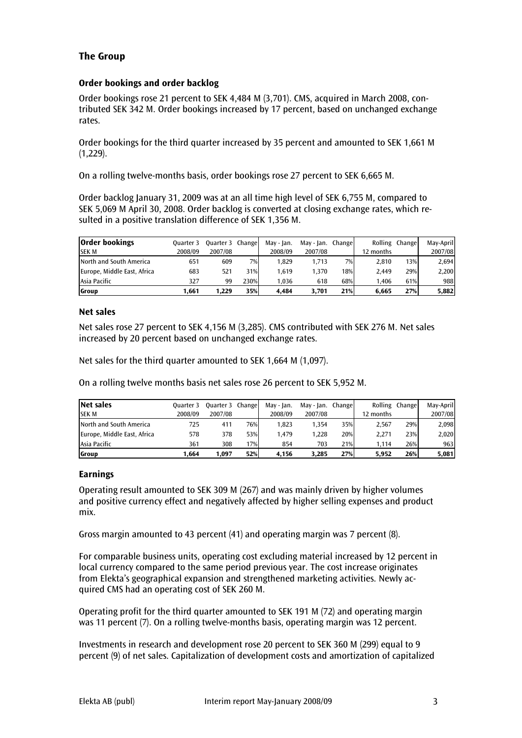## The Group

### Order bookings and order backlog

Order bookings rose 21 percent to SEK 4,484 M (3,701). CMS, acquired in March 2008, contributed SEK 342 M. Order bookings increased by 17 percent, based on unchanged exchange rates.

Order bookings for the third quarter increased by 35 percent and amounted to SEK 1,661 M (1,229).

On a rolling twelve-months basis, order bookings rose 27 percent to SEK 6,665 M.

Order backlog January 31, 2009 was at an all time high level of SEK 6,755 M, compared to SEK 5,069 M April 30, 2008. Order backlog is converted at closing exchange rates, which resulted in a positive translation difference of SEK 1,356 M.

| **Order bookings** SEK M | Quarter 3 2008/09 | Quarter 3 2007/08 | Change | May - Jan. 2008/09 | May - Jan. 2007/08 | Change | Rolling 12 months | Change | May-April 2007/08 |
|---|---|---|---|---|---|---|---|---|---|
| North and South America | 651 | 609 | 7% | 1,829 | 1,713 | 7% | 2,810 | 13% | 2,694 |
| Europe, Middle East, Africa | 683 | 521 | 31% | 1,619 | 1,370 | 18% | 2,449 | 29% | 2,200 |
| Asia Pacific | 327 | 99 | 230% | 1,036 | 618 | 68% | 1,406 | 61% | 988 |
| **Group** | **1,661** | **1,229** | **35%** | **4,484** | **3,701** | **21%** | **6,665** | **27%** | **5,882** |

### Net sales

Net sales rose 27 percent to SEK 4,156 M (3,285). CMS contributed with SEK 276 M. Net sales increased by 20 percent based on unchanged exchange rates.

Net sales for the third quarter amounted to SEK 1,664 M (1,097).

On a rolling twelve months basis net sales rose 26 percent to SEK 5,952 M.

| **Net sales** SEK M | Quarter 3 2008/09 | Quarter 3 2007/08 | Change | May - Jan. 2008/09 | May - Jan. 2007/08 | Change | Rolling 12 months | Change | May-April 2007/08 |
|---|---|---|---|---|---|---|---|---|---|
| North and South America | 725 | 411 | 76% | 1,823 | 1,354 | 35% | 2,567 | 29% | 2,098 |
| Europe, Middle East, Africa | 578 | 378 | 53% | 1,479 | 1,228 | 20% | 2,271 | 23% | 2,020 |
| Asia Pacific | 361 | 308 | 17% | 854 | 703 | 21% | 1,114 | 26% | 963 |
| **Group** | **1,664** | **1,097** | **52%** | **4,156** | **3,285** | **27%** | **5,952** | **26%** | **5,081** |

### Earnings

Operating result amounted to SEK 309 M (267) and was mainly driven by higher volumes and positive currency effect and negatively affected by higher selling expenses and product mix.

Gross margin amounted to 43 percent (41) and operating margin was 7 percent (8).

For comparable business units, operating cost excluding material increase by 12 percent in local currency compared to the same period previous year. The cost increase originates from Elekta's geographical expansion and strengthened marketing activities. Newly acquired CMS had an operating cost of SEK 260 M.

Operating profit for the third quarter amounted to SEK 191 M (72) and operating margin was 11 percent (7). On a rolling twelve-months basis, operating margin was 12 percent.

Investments in research and development rose 20 percent to SEK 360 M (299) equal to 9 percent (9) of net sales. Capitalization of development costs and amortization of capitalized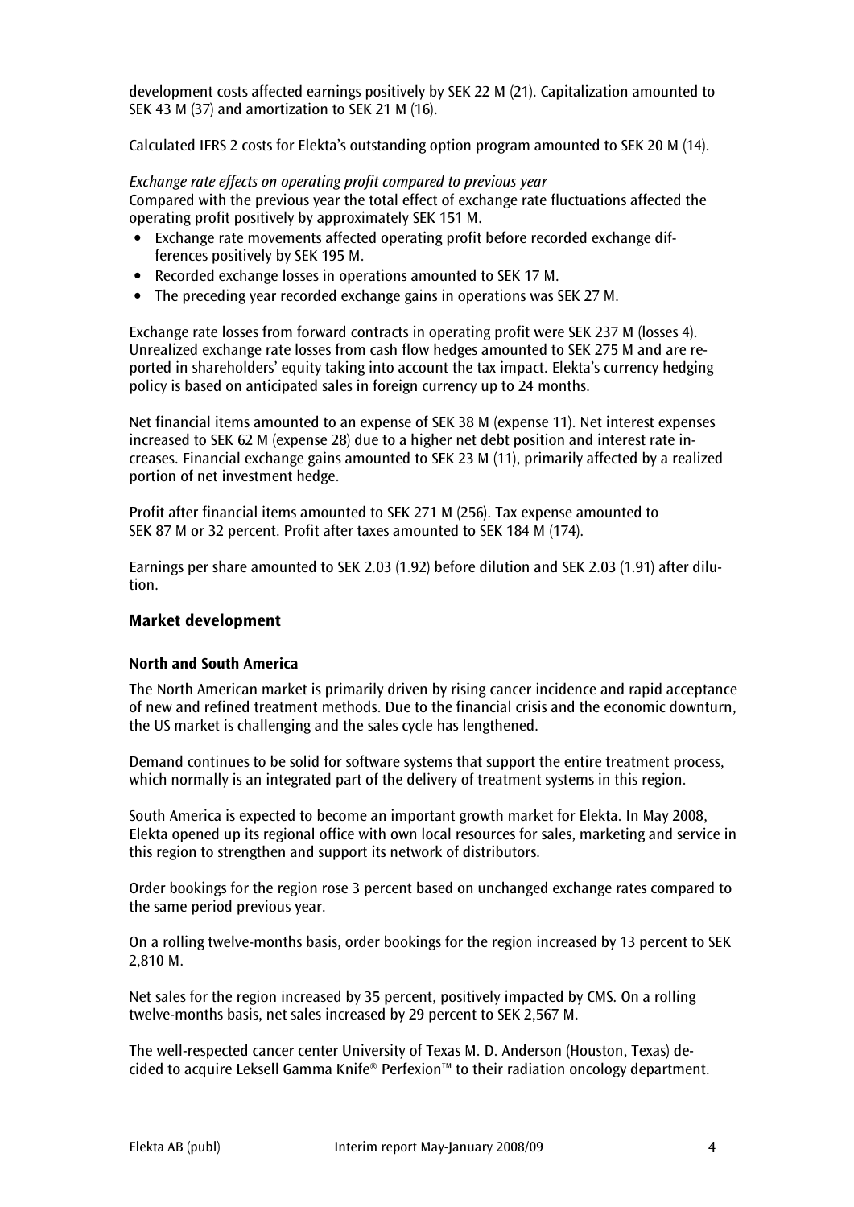development costs affected earnings positively by SEK 22 M (21). Capitalization amounted to SEK 43 M (37) and amortization to SEK 21 M (16).

Calculated IFRS 2 costs for Elekta's outstanding option program amounted to SEK 20 M (14).

*Exchange rate effects on operating profit compared to previous year*
Compared with the previous year the total effect of exchange rate fluctuations affected the operating profit positively by approximately SEK 151 M.

- Exchange rate movements affected operating profit before recorded exchange differences positively by SEK 195 M.
- Recorded exchange losses in operations amounted to SEK 17 M.
- The preceding year recorded exchange gains in operations was SEK 27 M.

Exchange rate losses from forward contracts in operating profit were SEK 237 M (losses 4). Unrealized exchange rate losses from cash flow hedges amounted to SEK 275 M and are reported in shareholders' equity taking into account the tax impact. Elekta's currency hedging policy is based on anticipated sales in foreign currency up to 24 months.

Net financial items amounted to an expense of SEK 38 M (expense 11). Net interest expenses increased to SEK 62 M (expense 28) due to a higher net debt position and interest rate increases. Financial exchange gains amounted to SEK 23 M (11), primarily affected by a realized portion of net investment hedge.

Profit after financial items amounted to SEK 271 M (256). Tax expense amounted to SEK 87 M or 32 percent. Profit after taxes amounted to SEK 184 M (174).

Earnings per share amounted to SEK 2.03 (1.92) before dilution and SEK 2.03 (1.91) after dilution.

## Market development

### North and South America

The North American market is primarily driven by rising cancer incidence and rapid acceptance of new and refined treatment methods. Due to the financial crisis and the economic downturn, the US market is challenging and the sales cycle has lengthened.

Demand continues to be solid for software systems that support the entire treatment process, which normally is an integrated part of the delivery of treatment systems in this region.

South America is expected to become an important growth market for Elekta. In May 2008, Elekta opened up its regional office with own local resources for sales, marketing and service in this region to strengthen and support its network of distributors.

Order bookings for the region rose 3 percent based on unchanged exchange rates compared to the same period previous year.

On a rolling twelve-months basis, order bookings for the region increased by 13 percent to SEK 2,810 M.

Net sales for the region increased by 35 percent, positively impacted by CMS. On a rolling twelve-months basis, net sales increased by 29 percent to SEK 2,567 M.

The well-respected cancer center University of Texas M. D. Anderson (Houston, Texas) decided to acquire Leksell Gamma Knife® Perfexion™ to their radiation oncology department.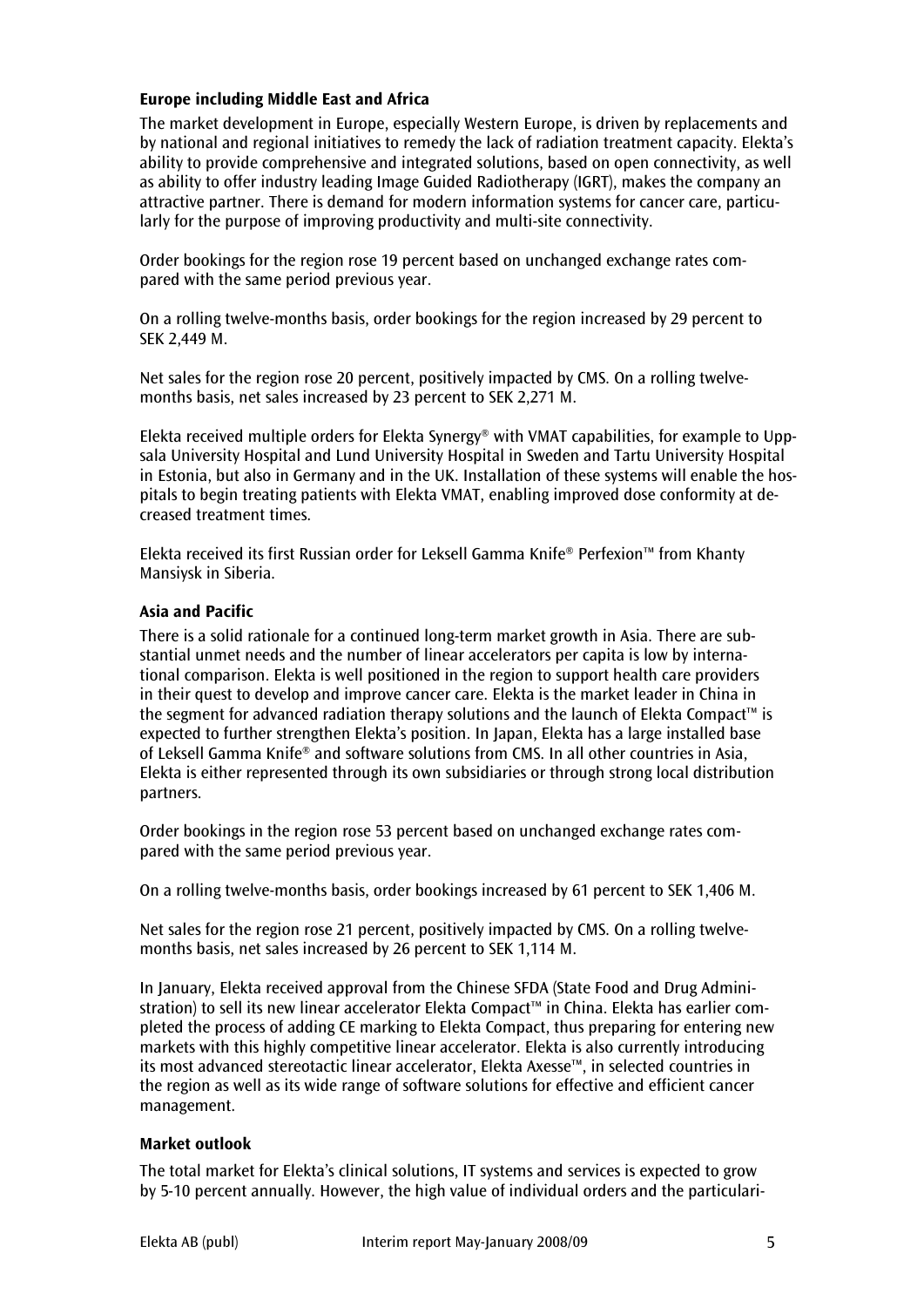### Europe including Middle East and Africa

The market development in Europe, especially Western Europe, is driven by replacements and by national and regional initiatives to remedy the lack of radiation treatment capacity. Elekta's ability to provide comprehensive and integrated solutions, based on open connectivity, as well as ability to offer industry leading Image Guided Radiotherapy (IGRT), makes the company an attractive partner. There is demand for modern information systems for cancer care, particularly for the purpose of improving productivity and multi-site connectivity.

Order bookings for the region rose 19 percent based on unchanged exchange rates compared with the same period previous year.

On a rolling twelve-months basis, order bookings for the region increased by 29 percent to SEK 2,449 M.

Net sales for the region rose 20 percent, positively impacted by CMS. On a rolling twelve-months basis, net sales increased by 23 percent to SEK 2,271 M.

Elekta received multiple orders for Elekta Synergy® with VMAT capabilities, for example to Uppsala University Hospital and Lund University Hospital in Sweden and Tartu University Hospital in Estonia, but also in Germany and in the UK. Installation of these systems will enable the hospitals to begin treating patients with Elekta VMAT, enabling improved dose conformity at decreased treatment times.

Elekta received its first Russian order for Leksell Gamma Knife® Perfexion™ from Khanty Mansiysk in Siberia.

### Asia and Pacific

There is a solid rationale for a continued long-term market growth in Asia. There are substantial unmet needs and the number of linear accelerators per capita is low by international comparison. Elekta is well positioned in the region to support health care providers in their quest to develop and improve cancer care. Elekta is the market leader in China in the segment for advanced radiation therapy solutions and the launch of Elekta Compact™ is expected to further strengthen Elekta's position. In Japan, Elekta has a large installed base of Leksell Gamma Knife® and software solutions from CMS. In all other countries in Asia, Elekta is either represented through its own subsidiaries or through strong local distribution partners.

Order bookings in the region rose 53 percent based on unchanged exchange rates compared with the same period previous year.

On a rolling twelve-months basis, order bookings increased by 61 percent to SEK 1,406 M.

Net sales for the region rose 21 percent, positively impacted by CMS. On a rolling twelve-months basis, net sales increased by 26 percent to SEK 1,114 M.

In January, Elekta received approval from the Chinese SFDA (State Food and Drug Administration) to sell its new linear accelerator Elekta Compact™ in China. Elekta has earlier completed the process of adding CE marking to Elekta Compact, thus preparing for entering new markets with this highly competitive linear accelerator. Elekta is also currently introducing its most advanced stereotactic linear accelerator, Elekta Axesse™, in selected countries in the region as well as its wide range of software solutions for effective and efficient cancer management.

### Market outlook

The total market for Elekta's clinical solutions, IT systems and services is expected to grow by 5-10 percent annually. However, the high value of individual orders and the particulari-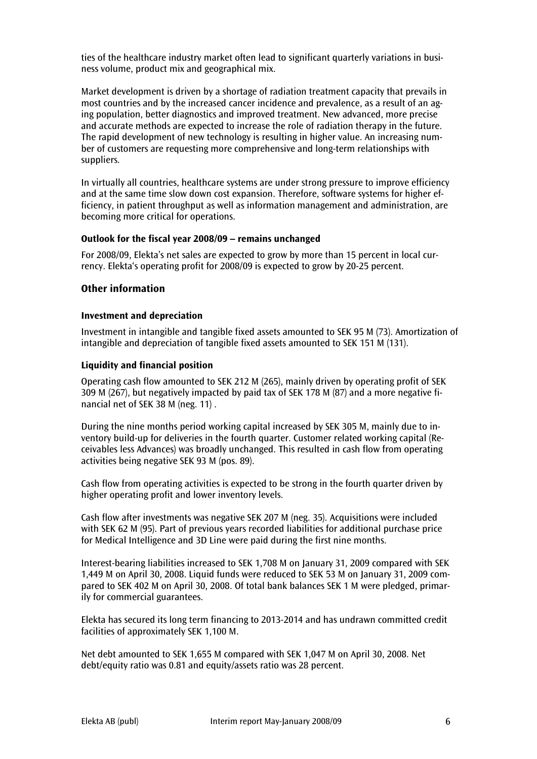ties of the healthcare industry market often lead to significant quarterly variations in business volume, product mix and geographical mix.

Market development is driven by a shortage of radiation treatment capacity that prevails in most countries and by the increased cancer incidence and prevalence, as a result of an aging population, better diagnostics and improved treatment. New advanced, more precise and accurate methods are expected to increase the role of radiation therapy in the future. The rapid development of new technology is resulting in higher value. An increasing number of customers are requesting more comprehensive and long-term relationships with suppliers.

In virtually all countries, healthcare systems are under strong pressure to improve efficiency and at the same time slow down cost expansion. Therefore, software systems for higher efficiency, in patient throughput as well as information management and administration, are becoming more critical for operations.

### Outlook for the fiscal year 2008/09 – remains unchanged

For 2008/09, Elekta's net sales are expected to grow by more than 15 percent in local currency. Elekta's operating profit for 2008/09 is expected to grow by 20-25 percent.

## Other information

### Investment and depreciation

Investment in intangible and tangible fixed assets amounted to SEK 95 M (73). Amortization of intangible and depreciation of tangible fixed assets amounted to SEK 151 M (131).

### Liquidity and financial position

Operating cash flow amounted to SEK 212 M (265), mainly driven by operating profit of SEK 309 M (267), but negatively impacted by paid tax of SEK 178 M (87) and a more negative financial net of SEK 38 M (neg. 11) .

During the nine months period working capital increased by SEK 305 M, mainly due to inventory build-up for deliveries in the fourth quarter. Customer related working capital (Receivables less Advances) was broadly unchanged. This resulted in cash flow from operating activities being negative SEK 93 M (pos. 89).

Cash flow from operating activities is expected to be strong in the fourth quarter driven by higher operating profit and lower inventory levels.

Cash flow after investments was negative SEK 207 M (neg. 35). Acquisitions were included with SEK 62 M (95). Part of previous years recorded liabilities for additional purchase price for Medical Intelligence and 3D Line were paid during the first nine months.

Interest-bearing liabilities increased to SEK 1,708 M on January 31, 2009 compared with SEK 1,449 M on April 30, 2008. Liquid funds were reduced to SEK 53 M on January 31, 2009 compared to SEK 402 M on April 30, 2008. Of total bank balances SEK 1 M were pledged, primarily for commercial guarantees.

Elekta has secured its long term financing to 2013-2014 and has undrawn committed credit facilities of approximately SEK 1,100 M.

Net debt amounted to SEK 1,655 M compared with SEK 1,047 M on April 30, 2008. Net debt/equity ratio was 0.81 and equity/assets ratio was 28 percent.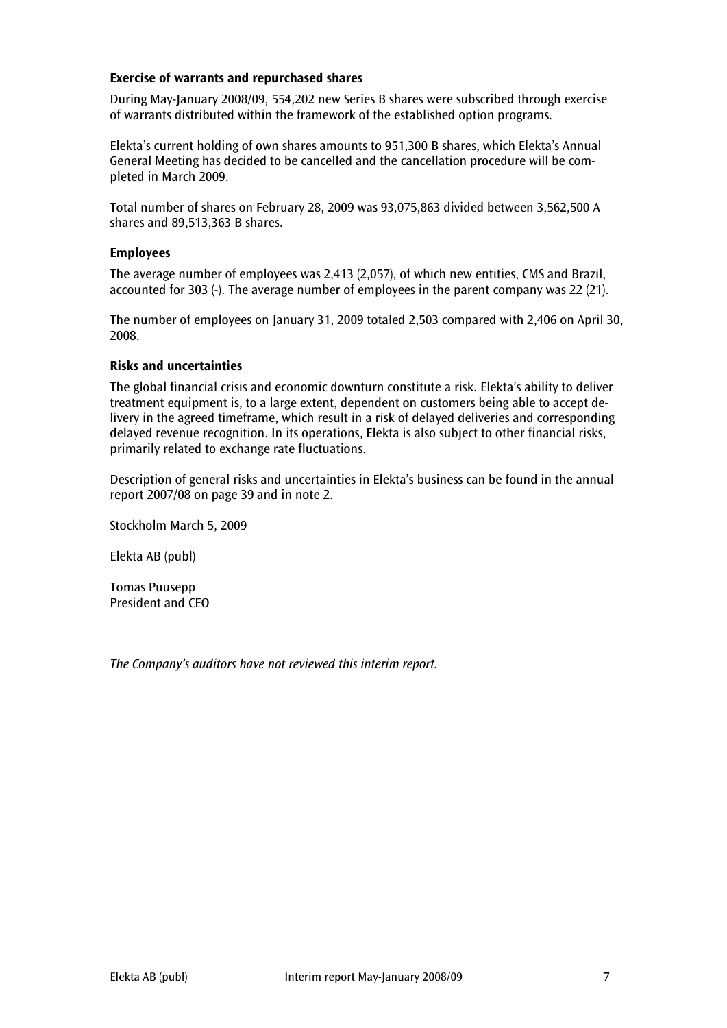### Exercise of warrants and repurchased shares

During May-January 2008/09, 554,202 new Series B shares were subscribed through exercise of warrants distributed within the framework of the established option programs.

Elekta's current holding of own shares amounts to 951,300 B shares, which Elekta's Annual General Meeting has decided to be cancelled and the cancellation procedure will be completed in March 2009.

Total number of shares on February 28, 2009 was 93,075,863 divided between 3,562,500 A shares and 89,513,363 B shares.

### Employees

The average number of employees was 2,413 (2,057), of which new entities, CMS and Brazil, accounted for 303 (-). The average number of employees in the parent company was 22 (21).

The number of employees on January 31, 2009 totaled 2,503 compared with 2,406 on April 30, 2008.

### Risks and uncertainties

The global financial crisis and economic downturn constitute a risk. Elekta's ability to deliver treatment equipment is, to a large extent, dependent on customers being able to accept delivery in the agreed timeframe, which result in a risk of delayed deliveries and corresponding delayed revenue recognition. In its operations, Elekta is also subject to other financial risks, primarily related to exchange rate fluctuations.

Description of general risks and uncertainties in Elekta's business can be found in the annual report 2007/08 on page 39 and in note 2.

Stockholm March 5, 2009

Elekta AB (publ)

Tomas Puusepp
President and CEO

*The Company's auditors have not reviewed this interim report.*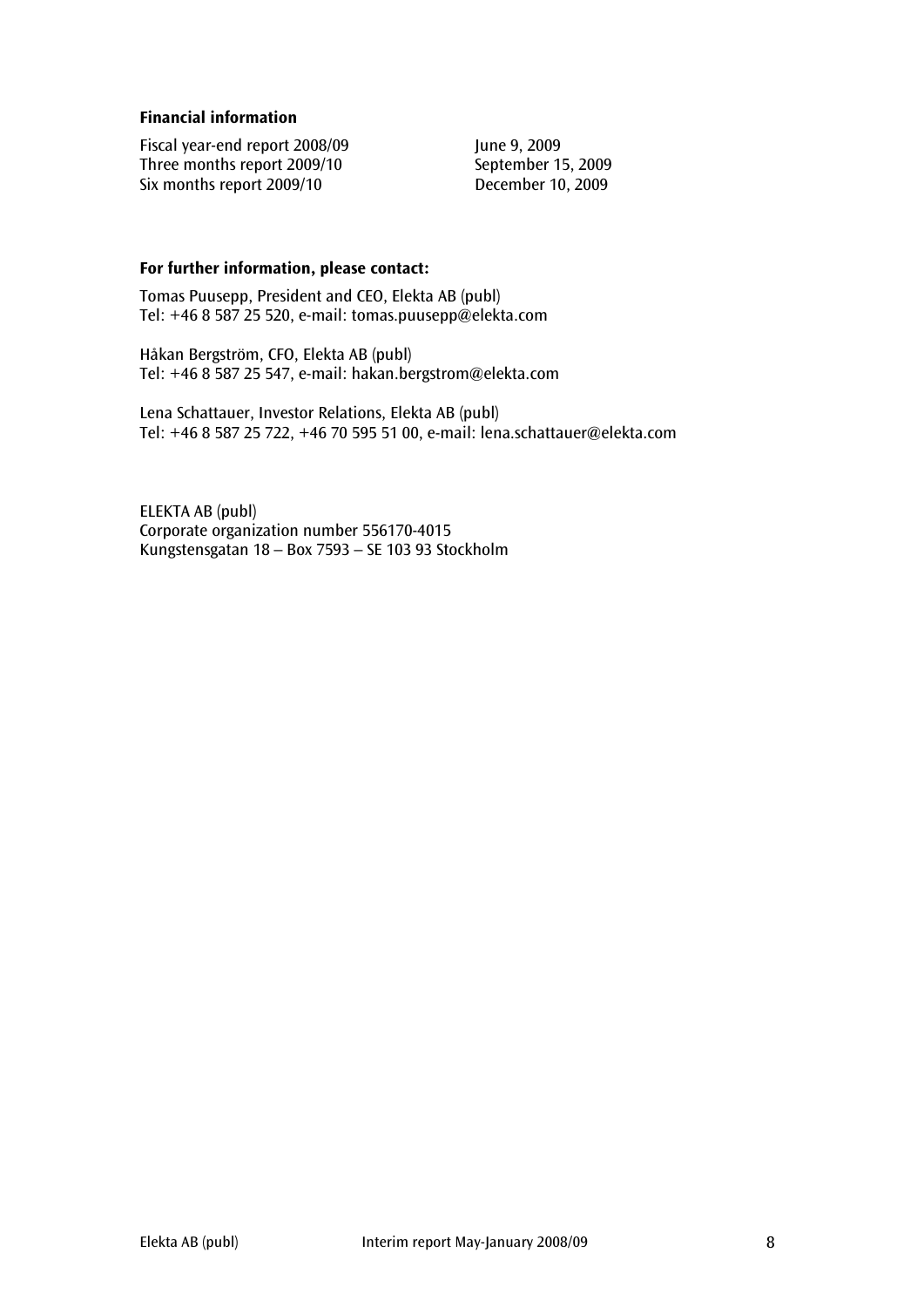**Financial information**

| | |
|---|---|
| Fiscal year-end report 2008/09 | June 9, 2009 |
| Three months report 2009/10 | September 15, 2009 |
| Six months report 2009/10 | December 10, 2009 |

**For further information, please contact:**

Tomas Puusepp, President and CEO, Elekta AB (publ)
Tel: +46 8 587 25 520, e-mail: tomas.puusepp@elekta.com

Håkan Bergström, CFO, Elekta AB (publ)
Tel: +46 8 587 25 547, e-mail: hakan.bergstrom@elekta.com

Lena Schattauer, Investor Relations, Elekta AB (publ)
Tel: +46 8 587 25 722, +46 70 595 51 00, e-mail: lena.schattauer@elekta.com

ELEKTA AB (publ)
Corporate organization number 556170-4015
Kungstensgatan 18 – Box 7593 – SE 103 93 Stockholm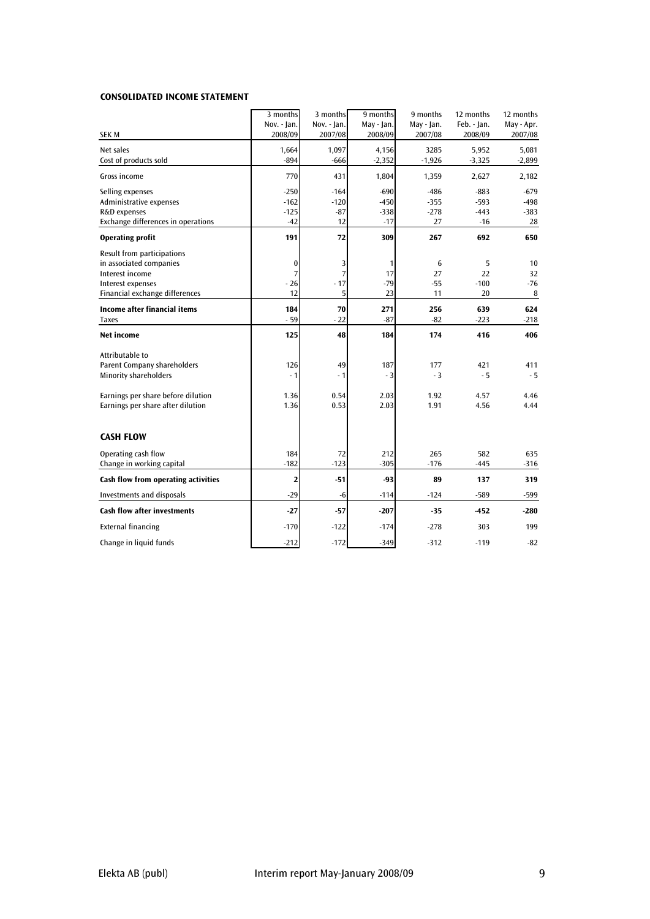### CONSOLIDATED INCOME STATEMENT

| SEK M | 3 months Nov. - Jan. 2008/09 | 3 months Nov. - Jan. 2007/08 | 9 months May - Jan. 2008/09 | 9 months May - Jan. 2007/08 | 12 months Feb. - Jan. 2008/09 | 12 months May - Apr. 2007/08 |
|---|---|---|---|---|---|---|
| Net sales | 1,664 | 1,097 | 4,156 | 3285 | 5,952 | 5,081 |
| Cost of products sold | -894 | -666 | -2,352 | -1,926 | -3,325 | -2,899 |
| Gross income | 770 | 431 | 1,804 | 1,359 | 2,627 | 2,182 |
| Selling expenses | -250 | -164 | -690 | -486 | -883 | -679 |
| Administrative expenses | -162 | -120 | -450 | -355 | -593 | -498 |
| R&D expenses | -125 | -87 | -338 | -278 | -443 | -383 |
| Exchange differences in operations | -42 | 12 | -17 | 27 | -16 | 28 |
| **Operating profit** | **191** | **72** | **309** | **267** | **692** | **650** |
| Result from participations in associated companies | 0 | 3 | 1 | 6 | 5 | 10 |
| Interest income | 7 | 7 | 17 | 27 | 22 | 32 |
| Interest expenses | - 26 | - 17 | -79 | -55 | -100 | -76 |
| Financial exchange differences | 12 | 5 | 23 | 11 | 20 | 8 |
| **Income after financial items** | **184** | **70** | **271** | **256** | **639** | **624** |
| Taxes | - 59 | - 22 | -87 | -82 | -223 | -218 |
| **Net income** | **125** | **48** | **184** | **174** | **416** | **406** |
| Attributable to | | | | | | |
| Parent Company shareholders | 126 | 49 | 187 | 177 | 421 | 411 |
| Minority shareholders | - 1 | - 1 | - 3 | - 3 | - 5 | - 5 |
| Earnings per share before dilution | 1.36 | 0.54 | 2.03 | 1.92 | 4.57 | 4.46 |
| Earnings per share after dilution | 1.36 | 0.53 | 2.03 | 1.91 | 4.56 | 4.44 |

### CASH FLOW

| SEK M | 3 months Nov. - Jan. 2008/09 | 3 months Nov. - Jan. 2007/08 | 9 months May - Jan. 2008/09 | 9 months May - Jan. 2007/08 | 12 months Feb. - Jan. 2008/09 | 12 months May - Apr. 2007/08 |
|---|---|---|---|---|---|---|
| Operating cash flow | 184 | 72 | 212 | 265 | 582 | 635 |
| Change in working capital | -182 | -123 | -305 | -176 | -445 | -316 |
| **Cash flow from operating activities** | **2** | **-51** | **-93** | **89** | **137** | **319** |
| Investments and disposals | -29 | -6 | -114 | -124 | -589 | -599 |
| **Cash flow after investments** | **-27** | **-57** | **-207** | **-35** | **-452** | **-280** |
| External financing | -170 | -122 | -174 | -278 | 303 | 199 |
| Change in liquid funds | -212 | -172 | -349 | -312 | -119 | -82 |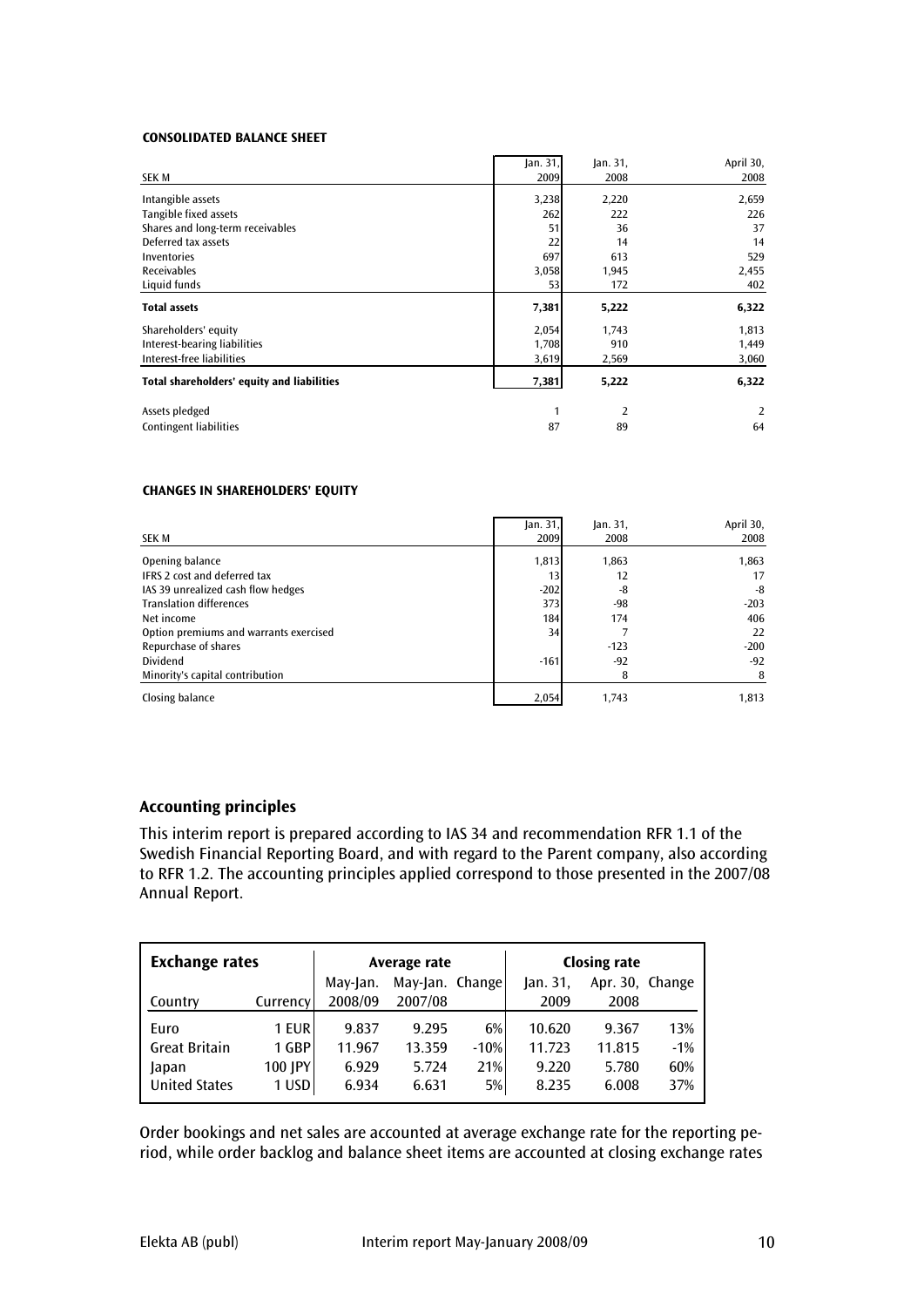**CONSOLIDATED BALANCE SHEET**

| SEK M | Jan. 31, 2009 | Jan. 31, 2008 | April 30, 2008 |
|---|---|---|---|
| Intangible assets | 3,238 | 2,220 | 2,659 |
| Tangible fixed assets | 262 | 222 | 226 |
| Shares and long-term receivables | 51 | 36 | 37 |
| Deferred tax assets | 22 | 14 | 14 |
| Inventories | 697 | 613 | 529 |
| Receivables | 3,058 | 1,945 | 2,455 |
| Liquid funds | 53 | 172 | 402 |
| **Total assets** | **7,381** | **5,222** | **6,322** |
| Shareholders' equity | 2,054 | 1,743 | 1,813 |
| Interest-bearing liabilities | 1,708 | 910 | 1,449 |
| Interest-free liabilities | 3,619 | 2,569 | 3,060 |
| **Total shareholders' equity and liabilities** | **7,381** | **5,222** | **6,322** |
| Assets pledged | 1 | 2 | 2 |
| Contingent liabilities | 87 | 89 | 64 |

**CHANGES IN SHAREHOLDERS' EQUITY**

| SEK M | Jan. 31, 2009 | Jan. 31, 2008 | April 30, 2008 |
|---|---|---|---|
| Opening balance | 1,813 | 1,863 | 1,863 |
| IFRS 2 cost and deferred tax | 13 | 12 | 17 |
| IAS 39 unrealized cash flow hedges | -202 | -8 | -8 |
| Translation differences | 373 | -98 | -203 |
| Net income | 184 | 174 | 406 |
| Option premiums and warrants exercised | 34 | 7 | 22 |
| Repurchase of shares | | -123 | -200 |
| Dividend | -161 | -92 | -92 |
| Minority's capital contribution | | 8 | 8 |
| Closing balance | 2,054 | 1,743 | 1,813 |

## Accounting principles

This interim report is prepared according to IAS 34 and recommendation RFR 1.1 of the Swedish Financial Reporting Board, and with regard to the Parent company, also according to RFR 1.2. The accounting principles applied correspond to those presented in the 2007/08 Annual Report.

| **Exchange rates** | | Average rate | | | Closing rate | | |
|---|---|---|---|---|---|---|---|
| Country | Currency | May-Jan. 2008/09 | May-Jan. 2007/08 | Change | Jan. 31, 2009 | Apr. 30, 2008 | Change |
| Euro | 1 EUR | 9.837 | 9.295 | 6% | 10.620 | 9.367 | 13% |
| Great Britain | 1 GBP | 11.967 | 13.359 | -10% | 11.723 | 11.815 | -1% |
| Japan | 100 JPY | 6.929 | 5.724 | 21% | 9.220 | 5.780 | 60% |
| United States | 1 USD | 6.934 | 6.631 | 5% | 8.235 | 6.008 | 37% |

Order bookings and net sales are accounted at average exchange rate for the reporting period, while order backlog and balance sheet items are accounted at closing exchange rates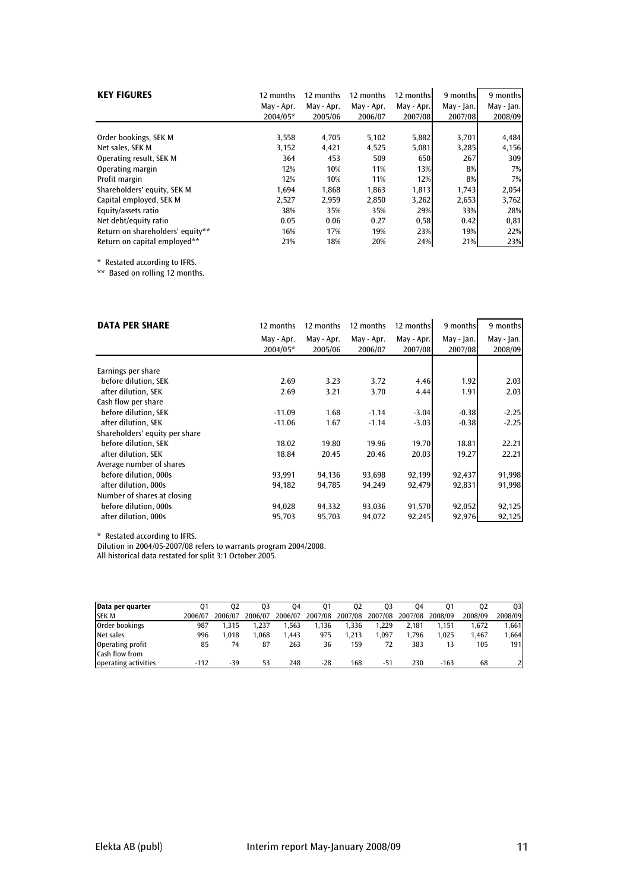| KEY FIGURES | 12 months May - Apr. 2004/05* | 12 months May - Apr. 2005/06 | 12 months May - Apr. 2006/07 | 12 months May - Apr. 2007/08 | 9 months May - Jan. 2007/08 | 9 months May - Jan. 2008/09 |
|---|---|---|---|---|---|---|
| Order bookings, SEK M | 3,558 | 4,705 | 5,102 | 5,882 | 3,701 | 4,484 |
| Net sales, SEK M | 3,152 | 4,421 | 4,525 | 5,081 | 3,285 | 4,156 |
| Operating result, SEK M | 364 | 453 | 509 | 650 | 267 | 309 |
| Operating margin | 12% | 10% | 11% | 13% | 8% | 7% |
| Profit margin | 12% | 10% | 11% | 12% | 8% | 7% |
| Shareholders' equity, SEK M | 1,694 | 1,868 | 1,863 | 1,813 | 1,743 | 2,054 |
| Capital employed, SEK M | 2,527 | 2,959 | 2,850 | 3,262 | 2,653 | 3,762 |
| Equity/assets ratio | 38% | 35% | 35% | 29% | 33% | 28% |
| Net debt/equity ratio | 0.05 | 0.06 | 0.27 | 0,58 | 0.42 | 0,81 |
| Return on shareholders' equity** | 16% | 17% | 19% | 23% | 19% | 22% |
| Return on capital employed** | 21% | 18% | 20% | 24% | 21% | 23% |

* Restated according to IFRS.
** Based on rolling 12 months.

| DATA PER SHARE | 12 months May - Apr. 2004/05* | 12 months May - Apr. 2005/06 | 12 months May - Apr. 2006/07 | 12 months May - Apr. 2007/08 | 9 months May - Jan. 2007/08 | 9 months May - Jan. 2008/09 |
|---|---|---|---|---|---|---|
| Earnings per share | | | | | | |
| before dilution, SEK | 2.69 | 3.23 | 3.72 | 4.46 | 1.92 | 2.03 |
| after dilution, SEK | 2.69 | 3.21 | 3.70 | 4.44 | 1.91 | 2.03 |
| Cash flow per share | | | | | | |
| before dilution, SEK | -11.09 | 1.68 | -1.14 | -3.04 | -0.38 | -2.25 |
| after dilution, SEK | -11.06 | 1.67 | -1.14 | -3.03 | -0.38 | -2.25 |
| Shareholders' equity per share | | | | | | |
| before dilution, SEK | 18.02 | 19.80 | 19.96 | 19.70 | 18.81 | 22.21 |
| after dilution, SEK | 18.84 | 20.45 | 20.46 | 20.03 | 19.27 | 22.21 |
| Average number of shares | | | | | | |
| before dilution, 000s | 93,991 | 94,136 | 93,698 | 92,199 | 92,437 | 91,998 |
| after dilution, 000s | 94,182 | 94,785 | 94,249 | 92,479 | 92,831 | 91,998 |
| Number of shares at closing | | | | | | |
| before dilution, 000s | 94,028 | 94,332 | 93,036 | 91,570 | 92,052 | 92,125 |
| after dilution, 000s | 95,703 | 95,703 | 94,072 | 92,245 | 92,976 | 92,125 |

* Restated according to IFRS.
Dilution in 2004/05-2007/08 refers to warrants program 2004/2008.
All historical data restated for split 3:1 October 2005.

| Data per quarter SEK M | Q1 2006/07 | Q2 2006/07 | Q3 2006/07 | Q4 2006/07 | Q1 2007/08 | Q2 2007/08 | Q3 2007/08 | Q4 2007/08 | Q1 2008/09 | Q2 2008/09 | Q3 2008/09 |
|---|---|---|---|---|---|---|---|---|---|---|---|
| Order bookings | 987 | 1,315 | 1,237 | 1,563 | 1,136 | 1,336 | 1,229 | 2,181 | 1,151 | 1,672 | 1,661 |
| Net sales | 996 | 1,018 | 1,068 | 1,443 | 975 | 1,213 | 1,097 | 1,796 | 1,025 | 1,467 | 1,664 |
| Operating profit | 85 | 74 | 87 | 263 | 36 | 159 | 72 | 383 | 13 | 105 | 191 |
| Cash flow from operating activities | -112 | -39 | 53 | 248 | -28 | 168 | -51 | 230 | -163 | 68 | 2 |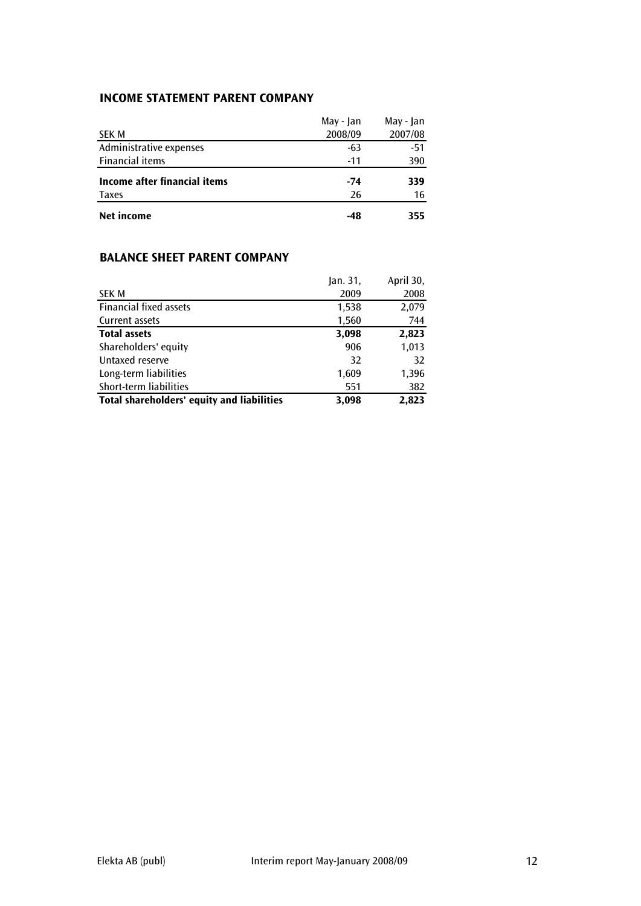## INCOME STATEMENT PARENT COMPANY

| SEK M | May - Jan 2008/09 | May - Jan 2007/08 |
|---|---|---|
| Administrative expenses | -63 | -51 |
| Financial items | -11 | 390 |
| **Income after financial items** | **-74** | **339** |
| Taxes | 26 | 16 |
| **Net income** | **-48** | **355** |

## BALANCE SHEET PARENT COMPANY

| SEK M | Jan. 31, 2009 | April 30, 2008 |
|---|---|---|
| Financial fixed assets | 1,538 | 2,079 |
| Current assets | 1,560 | 744 |
| **Total assets** | **3,098** | **2,823** |
| Shareholders' equity | 906 | 1,013 |
| Untaxed reserve | 32 | 32 |
| Long-term liabilities | 1,609 | 1,396 |
| Short-term liabilities | 551 | 382 |
| **Total shareholders' equity and liabilities** | **3,098** | **2,823** |